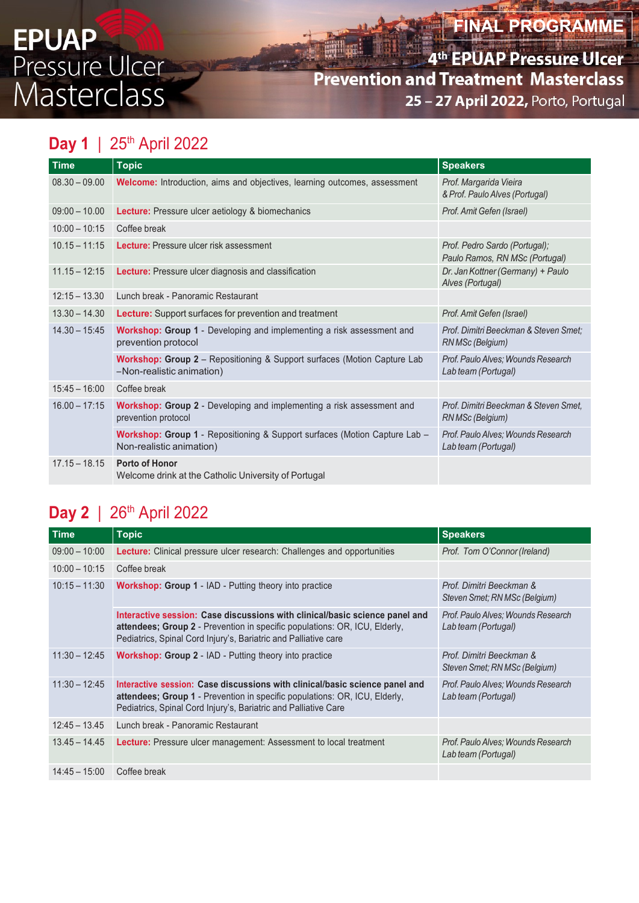# EPUAP Pressure Ulcer Masterclass

**FINAL PROGRAMME**

**4th EPUAP Pressure Ulcer Prevention and Treatment Masterclass**

**25 – 27 April 2022,** Porto, Portugal

## Day 1 | 25th April 2022

| Time | Topic | Speakers |
|---|---|---|
| 08.30 – 09.00 | **Welcome:** Introduction, aims and objectives, learning outcomes, assessment | *Prof. Margarida Vieira & Prof. Paulo Alves (Portugal)* |
| 09:00 – 10.00 | **Lecture:** Pressure ulcer aetiology & biomechanics | *Prof. Amit Gefen (Israel)* |
| 10:00 – 10:15 | Coffee break | |
| 10.15 – 11:15 | **Lecture:** Pressure ulcer risk assessment | *Prof. Pedro Sardo (Portugal); Paulo Ramos, RN MSc (Portugal)* |
| 11.15 – 12:15 | **Lecture:** Pressure ulcer diagnosis and classification | *Dr. Jan Kottner (Germany) + Paulo Alves (Portugal)* |
| 12:15 – 13.30 | Lunch break - Panoramic Restaurant | |
| 13.30 – 14.30 | **Lecture:** Support surfaces for prevention and treatment | *Prof. Amit Gefen (Israel)* |
| 14.30 – 15:45 | **Workshop: Group 1** - Developing and implementing a risk assessment and prevention protocol | *Prof. Dimitri Beeckman & Steven Smet; RN MSc (Belgium)* |
| | **Workshop: Group 2** – Repositioning & Support surfaces (Motion Capture Lab –Non-realistic animation) | *Prof. Paulo Alves; Wounds Research Lab team (Portugal)* |
| 15:45 – 16:00 | Coffee break | |
| 16.00 – 17:15 | **Workshop: Group 2** - Developing and implementing a risk assessment and prevention protocol | *Prof. Dimitri Beeckman & Steven Smet, RN MSc (Belgium)* |
| | **Workshop: Group 1** - Repositioning & Support surfaces (Motion Capture Lab – Non-realistic animation) | *Prof. Paulo Alves; Wounds Research Lab team (Portugal)* |
| 17.15 – 18.15 | **Porto of Honor** Welcome drink at the Catholic University of Portugal | |

## Day 2 | 26th April 2022

| Time | Topic | Speakers |
|---|---|---|
| 09:00 – 10:00 | **Lecture:** Clinical pressure ulcer research: Challenges and opportunities | *Prof. Tom O'Connor (Ireland)* |
| 10:00 – 10:15 | Coffee break | |
| 10:15 – 11:30 | **Workshop: Group 1** - IAD - Putting theory into practice | *Prof. Dimitri Beeckman & Steven Smet; RN MSc (Belgium)* |
| | **Interactive session: Case discussions with clinical/basic science panel and attendees; Group 2** - Prevention in specific populations: OR, ICU, Elderly, Pediatrics, Spinal Cord Injury's, Bariatric and Palliative care | *Prof. Paulo Alves; Wounds Research Lab team (Portugal)* |
| 11:30 – 12:45 | **Workshop: Group 2** - IAD - Putting theory into practice | *Prof. Dimitri Beeckman & Steven Smet; RN MSc (Belgium)* |
| 11:30 – 12:45 | **Interactive session: Case discussions with clinical/basic science panel and attendees; Group 1** - Prevention in specific populations: OR, ICU, Elderly, Pediatrics, Spinal Cord Injury's, Bariatric and Palliative Care | *Prof. Paulo Alves; Wounds Research Lab team (Portugal)* |
| 12:45 – 13.45 | Lunch break - Panoramic Restaurant | |
| 13.45 – 14.45 | **Lecture:** Pressure ulcer management: Assessment to local treatment | *Prof. Paulo Alves; Wounds Research Lab team (Portugal)* |
| 14:45 – 15:00 | Coffee break | |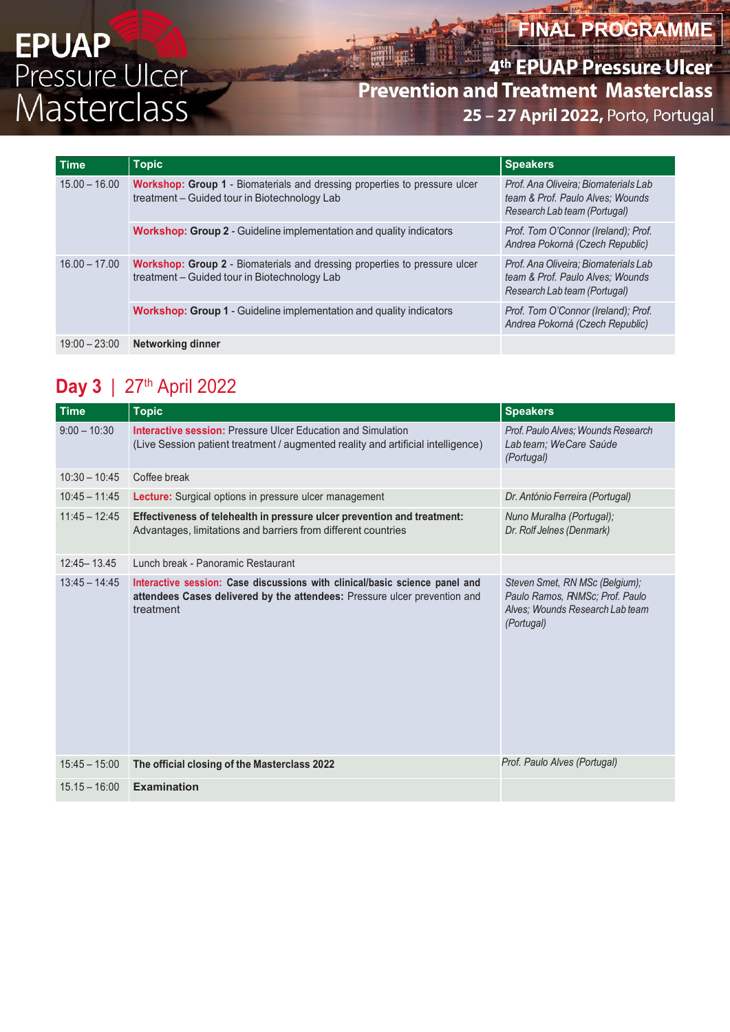EPUAP Pressure Ulcer Masterclass

FINAL PROGRAMME

**4th EPUAP Pressure Ulcer Prevention and Treatment Masterclass**

**25 – 27 April 2022,** Porto, Portugal

| Time | Topic | Speakers |
|---|---|---|
| 15.00 – 16.00 | **Workshop: Group 1** - Biomaterials and dressing properties to pressure ulcer treatment – Guided tour in Biotechnology Lab | *Prof. Ana Oliveira; Biomaterials Lab team & Prof. Paulo Alves; Wounds Research Lab team (Portugal)* |
| | **Workshop: Group 2** - Guideline implementation and quality indicators | *Prof. Tom O'Connor (Ireland); Prof. Andrea Pokorná (Czech Republic)* |
| 16.00 – 17.00 | **Workshop: Group 2** - Biomaterials and dressing properties to pressure ulcer treatment – Guided tour in Biotechnology Lab | *Prof. Ana Oliveira; Biomaterials Lab team & Prof. Paulo Alves; Wounds Research Lab team (Portugal)* |
| | **Workshop: Group 1** - Guideline implementation and quality indicators | *Prof. Tom O'Connor (Ireland); Prof. Andrea Pokorná (Czech Republic)* |
| 19:00 – 23:00 | **Networking dinner** | |

## Day 3 | 27th April 2022

| Time | Topic | Speakers |
|---|---|---|
| 9:00 – 10:30 | **Interactive session:** Pressure Ulcer Education and Simulation (Live Session patient treatment / augmented reality and artificial intelligence) | *Prof. Paulo Alves; Wounds Research Lab team; WeCare Saúde (Portugal)* |
| 10:30 – 10:45 | Coffee break | |
| 10:45 – 11:45 | **Lecture:** Surgical options in pressure ulcer management | *Dr. António Ferreira (Portugal)* |
| 11:45 – 12:45 | **Effectiveness of telehealth in pressure ulcer prevention and treatment:** Advantages, limitations and barriers from different countries | *Nuno Muralha (Portugal); Dr. Rolf Jelnes (Denmark)* |
| 12:45– 13.45 | Lunch break - Panoramic Restaurant | |
| 13:45 – 14:45 | **Interactive session: Case discussions with clinical/basic science panel and attendees Cases delivered by the attendees:** Pressure ulcer prevention and treatment | *Steven Smet, RN MSc (Belgium); Paulo Ramos, RNMSc; Prof. Paulo Alves; Wounds Research Lab team (Portugal)* |
| 15:45 – 15:00 | **The official closing of the Masterclass 2022** | *Prof. Paulo Alves (Portugal)* |
| 15.15 – 16:00 | **Examination** | |